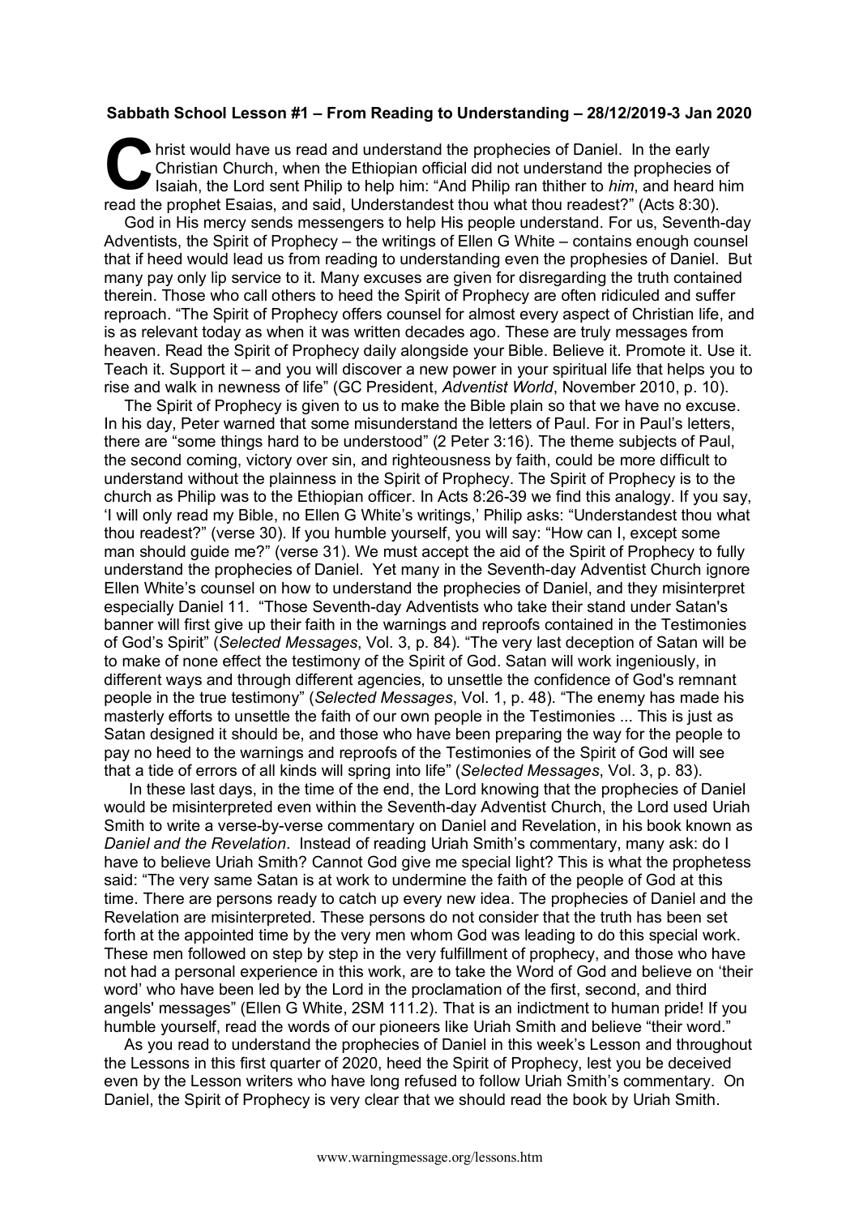**Sabbath School Lesson #1 – From Reading to Understanding – 28/12/2019-3 Jan 2020**

Christ would have us read and understand the prophecies of Daniel. In the early Christian Church, when the Ethiopian official did not understand the prophecies of Isaiah, the Lord sent Philip to help him: "And Philip ran thither to *him*, and heard him read the prophet Esaias, and said, Understandest thou what thou readest?" (Acts 8:30).

God in His mercy sends messengers to help His people understand. For us, Seventh-day Adventists, the Spirit of Prophecy – the writings of Ellen G White – contains enough counsel that if heed would lead us from reading to understanding even the prophesies of Daniel. But many pay only lip service to it. Many excuses are given for disregarding the truth contained therein. Those who call others to heed the Spirit of Prophecy are often ridiculed and suffer reproach. "The Spirit of Prophecy offers counsel for almost every aspect of Christian life, and is as relevant today as when it was written decades ago. These are truly messages from heaven. Read the Spirit of Prophecy daily alongside your Bible. Believe it. Promote it. Use it. Teach it. Support it – and you will discover a new power in your spiritual life that helps you to rise and walk in newness of life" (GC President, *Adventist World*, November 2010, p. 10).

The Spirit of Prophecy is given to us to make the Bible plain so that we have no excuse. In his day, Peter warned that some misunderstand the letters of Paul. For in Paul's letters, there are "some things hard to be understood" (2 Peter 3:16). The theme subjects of Paul, the second coming, victory over sin, and righteousness by faith, could be more difficult to understand without the plainness in the Spirit of Prophecy. The Spirit of Prophecy is to the church as Philip was to the Ethiopian officer. In Acts 8:26-39 we find this analogy. If you say, 'I will only read my Bible, no Ellen G White's writings,' Philip asks: "Understandest thou what thou readest?" (verse 30). If you humble yourself, you will say: "How can I, except some man should guide me?" (verse 31). We must accept the aid of the Spirit of Prophecy to fully understand the prophecies of Daniel. Yet many in the Seventh-day Adventist Church ignore Ellen White's counsel on how to understand the prophecies of Daniel, and they misinterpret especially Daniel 11. "Those Seventh-day Adventists who take their stand under Satan's banner will first give up their faith in the warnings and reproofs contained in the Testimonies of God's Spirit" (*Selected Messages*, Vol. 3, p. 84). "The very last deception of Satan will be to make of none effect the testimony of the Spirit of God. Satan will work ingeniously, in different ways and through different agencies, to unsettle the confidence of God's remnant people in the true testimony" (*Selected Messages*, Vol. 1, p. 48). "The enemy has made his masterly efforts to unsettle the faith of our own people in the Testimonies ... This is just as Satan designed it should be, and those who have been preparing the way for the people to pay no heed to the warnings and reproofs of the Testimonies of the Spirit of God will see that a tide of errors of all kinds will spring into life" (*Selected Messages*, Vol. 3, p. 83).

In these last days, in the time of the end, the Lord knowing that the prophecies of Daniel would be misinterpreted even within the Seventh-day Adventist Church, the Lord used Uriah Smith to write a verse-by-verse commentary on Daniel and Revelation, in his book known as *Daniel and the Revelation*. Instead of reading Uriah Smith's commentary, many ask: do I have to believe Uriah Smith? Cannot God give me special light? This is what the prophetess said: "The very same Satan is at work to undermine the faith of the people of God at this time. There are persons ready to catch up every new idea. The prophecies of Daniel and the Revelation are misinterpreted. These persons do not consider that the truth has been set forth at the appointed time by the very men whom God was leading to do this special work. These men followed on step by step in the very fulfillment of prophecy, and those who have not had a personal experience in this work, are to take the Word of God and believe on 'their word' who have been led by the Lord in the proclamation of the first, second, and third angels' messages" (Ellen G White, 2SM 111.2). That is an indictment to human pride! If you humble yourself, read the words of our pioneers like Uriah Smith and believe "their word."

As you read to understand the prophecies of Daniel in this week's Lesson and throughout the Lessons in this first quarter of 2020, heed the Spirit of Prophecy, lest you be deceived even by the Lesson writers who have long refused to follow Uriah Smith's commentary. On Daniel, the Spirit of Prophecy is very clear that we should read the book by Uriah Smith.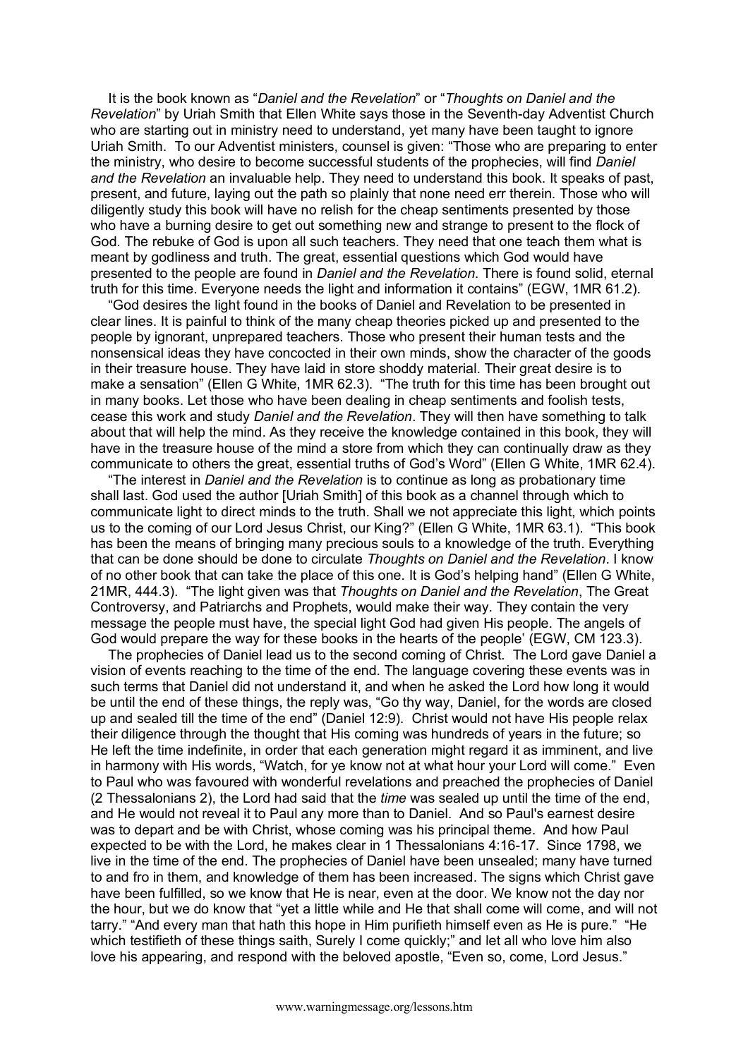It is the book known as "*Daniel and the Revelation*" or "*Thoughts on Daniel and the Revelation*" by Uriah Smith that Ellen White says those in the Seventh-day Adventist Church who are starting out in ministry need to understand, yet many have been taught to ignore Uriah Smith. To our Adventist ministers, counsel is given: "Those who are preparing to enter the ministry, who desire to become successful students of the prophecies, will find *Daniel and the Revelation* an invaluable help. They need to understand this book. It speaks of past, present, and future, laying out the path so plainly that none need err therein. Those who will diligently study this book will have no relish for the cheap sentiments presented by those who have a burning desire to get out something new and strange to present to the flock of God. The rebuke of God is upon all such teachers. They need that one teach them what is meant by godliness and truth. The great, essential questions which God would have presented to the people are found in *Daniel and the Revelation*. There is found solid, eternal truth for this time. Everyone needs the light and information it contains" (EGW, 1MR 61.2).

"God desires the light found in the books of Daniel and Revelation to be presented in clear lines. It is painful to think of the many cheap theories picked up and presented to the people by ignorant, unprepared teachers. Those who present their human tests and the nonsensical ideas they have concocted in their own minds, show the character of the goods in their treasure house. They have laid in store shoddy material. Their great desire is to make a sensation" (Ellen G White, 1MR 62.3). "The truth for this time has been brought out in many books. Let those who have been dealing in cheap sentiments and foolish tests, cease this work and study *Daniel and the Revelation*. They will then have something to talk about that will help the mind. As they receive the knowledge contained in this book, they will have in the treasure house of the mind a store from which they can continually draw as they communicate to others the great, essential truths of God's Word" (Ellen G White, 1MR 62.4).

"The interest in *Daniel and the Revelation* is to continue as long as probationary time shall last. God used the author [Uriah Smith] of this book as a channel through which to communicate light to direct minds to the truth. Shall we not appreciate this light, which points us to the coming of our Lord Jesus Christ, our King?" (Ellen G White, 1MR 63.1). "This book has been the means of bringing many precious souls to a knowledge of the truth. Everything that can be done should be done to circulate *Thoughts on Daniel and the Revelation*. I know of no other book that can take the place of this one. It is God's helping hand" (Ellen G White, 21MR, 444.3). "The light given was that *Thoughts on Daniel and the Revelation*, The Great Controversy, and Patriarchs and Prophets, would make their way. They contain the very message the people must have, the special light God had given His people. The angels of God would prepare the way for these books in the hearts of the people' (EGW, CM 123.3).

The prophecies of Daniel lead us to the second coming of Christ. The Lord gave Daniel a vision of events reaching to the time of the end. The language covering these events was in such terms that Daniel did not understand it, and when he asked the Lord how long it would be until the end of these things, the reply was, "Go thy way, Daniel, for the words are closed up and sealed till the time of the end" (Daniel 12:9). Christ would not have His people relax their diligence through the thought that His coming was hundreds of years in the future; so He left the time indefinite, in order that each generation might regard it as imminent, and live in harmony with His words, "Watch, for ye know not at what hour your Lord will come." Even to Paul who was favoured with wonderful revelations and preached the prophecies of Daniel (2 Thessalonians 2), the Lord had said that the *time* was sealed up until the time of the end, and He would not reveal it to Paul any more than to Daniel. And so Paul's earnest desire was to depart and be with Christ, whose coming was his principal theme. And how Paul expected to be with the Lord, he makes clear in 1 Thessalonians 4:16-17. Since 1798, we live in the time of the end. The prophecies of Daniel have been unsealed; many have turned to and fro in them, and knowledge of them has been increased. The signs which Christ gave have been fulfilled, so we know that He is near, even at the door. We know not the day nor the hour, but we do know that "yet a little while and He that shall come will come, and will not tarry." "And every man that hath this hope in Him purifieth himself even as He is pure." "He which testifieth of these things saith, Surely I come quickly;" and let all who love him also love his appearing, and respond with the beloved apostle, "Even so, come, Lord Jesus."

www.warningmessage.org/lessons.htm